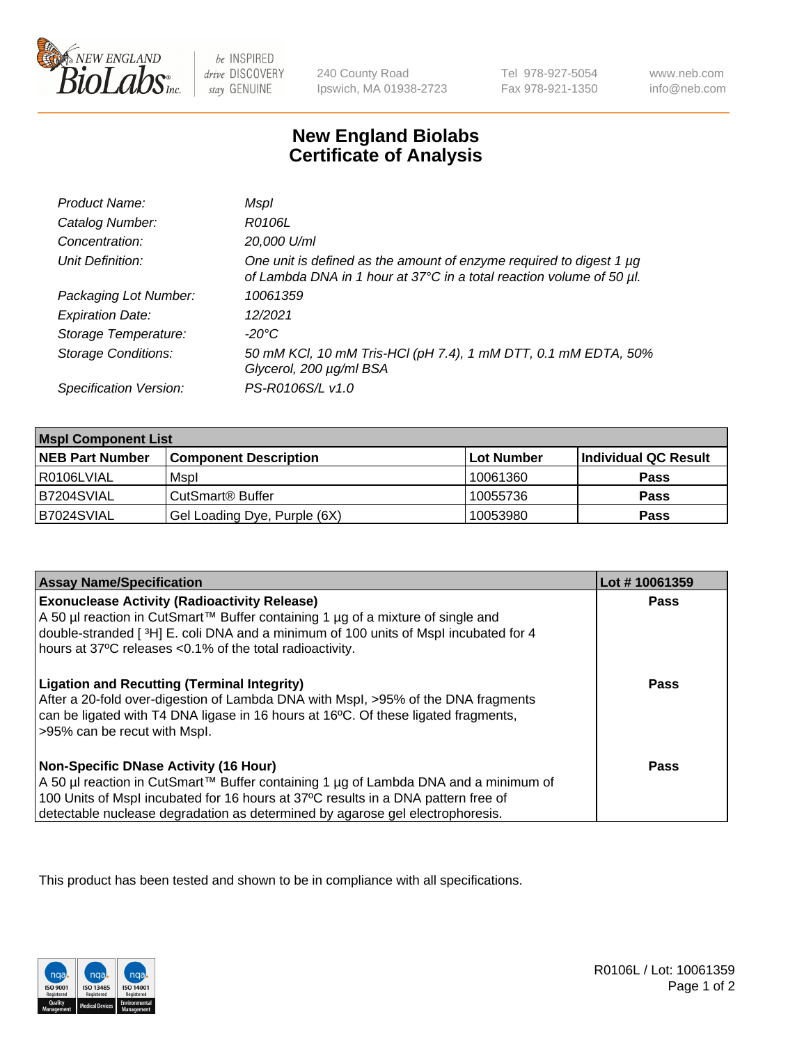New England BioLabs Inc. — be INSPIRED drive DISCOVERY stay GENUINE

240 County Road
Ipswich, MA 01938-2723

Tel 978-927-5054
Fax 978-921-1350

www.neb.com
info@neb.com

# New England Biolabs
# Certificate of Analysis

| | |
|---|---|
| *Product Name:* | *MspI* |
| *Catalog Number:* | *R0106L* |
| *Concentration:* | *20,000 U/ml* |
| *Unit Definition:* | *One unit is defined as the amount of enzyme required to digest 1 µg of Lambda DNA in 1 hour at 37°C in a total reaction volume of 50 µl.* |
| *Packaging Lot Number:* | *10061359* |
| *Expiration Date:* | *12/2021* |
| *Storage Temperature:* | *-20°C* |
| *Storage Conditions:* | *50 mM KCl, 10 mM Tris-HCl (pH 7.4), 1 mM DTT, 0.1 mM EDTA, 50% Glycerol, 200 µg/ml BSA* |
| *Specification Version:* | *PS-R0106S/L v1.0* |

| MspI Component List | | | |
|---|---|---|---|
| **NEB Part Number** | **Component Description** | **Lot Number** | **Individual QC Result** |
| R0106LVIAL | MspI | 10061360 | **Pass** |
| B7204SVIAL | CutSmart® Buffer | 10055736 | **Pass** |
| B7024SVIAL | Gel Loading Dye, Purple (6X) | 10053980 | **Pass** |

| Assay Name/Specification | Lot # 10061359 |
|---|---|
| **Exonuclease Activity (Radioactivity Release)**<br>A 50 µl reaction in CutSmart™ Buffer containing 1 µg of a mixture of single and double-stranded [ $^3$H] E. coli DNA and a minimum of 100 units of MspI incubated for 4 hours at 37ºC releases <0.1% of the total radioactivity. | **Pass** |
| **Ligation and Recutting (Terminal Integrity)**<br>After a 20-fold over-digestion of Lambda DNA with MspI, >95% of the DNA fragments can be ligated with T4 DNA ligase in 16 hours at 16ºC. Of these ligated fragments, >95% can be recut with MspI. | **Pass** |
| **Non-Specific DNase Activity (16 Hour)**<br>A 50 µl reaction in CutSmart™ Buffer containing 1 µg of Lambda DNA and a minimum of 100 Units of MspI incubated for 16 hours at 37ºC results in a DNA pattern free of detectable nuclease degradation as determined by agarose gel electrophoresis. | **Pass** |

This product has been tested and shown to be in compliance with all specifications.

R0106L / Lot: 10061359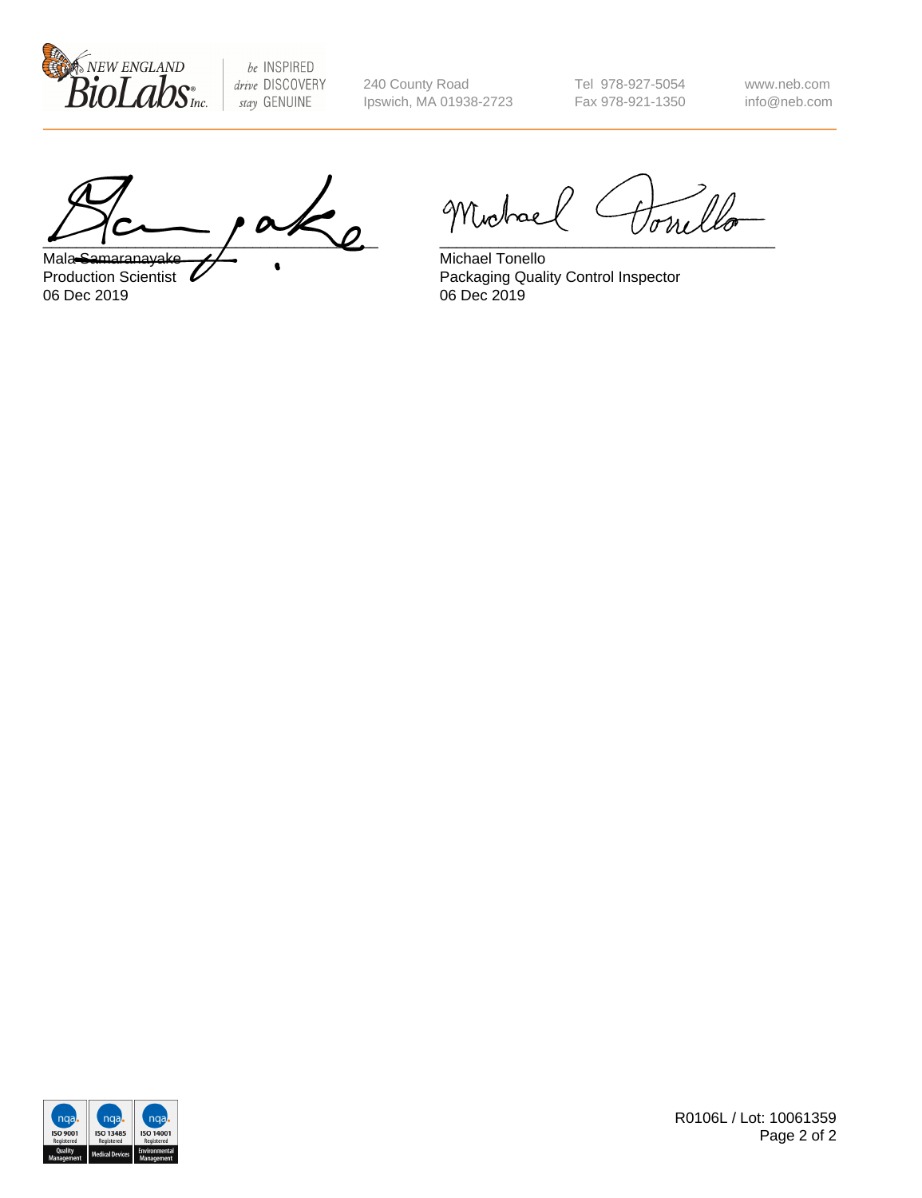Mala Samaranayake
Production Scientist
06 Dec 2019

Michael Tonello
Packaging Quality Control Inspector
06 Dec 2019

R0106L / Lot: 10061359